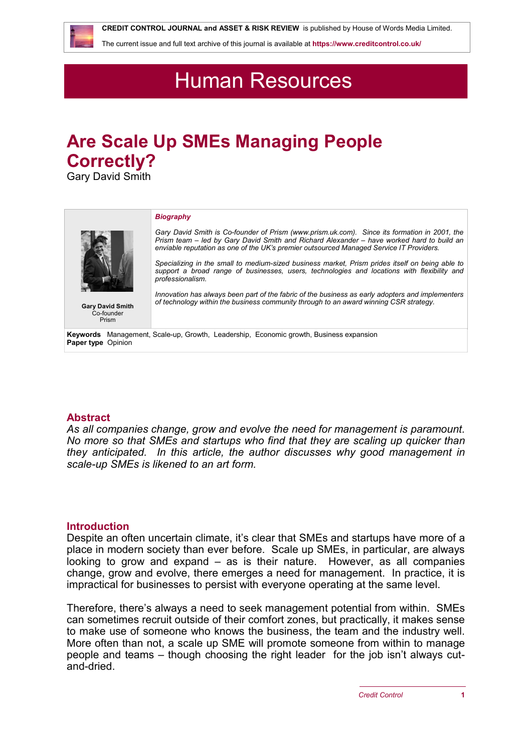CREDIT CONTROL JOURNAL and ASSET & RISK REVIEW is published by House of Words Media Limited.

The current issue and full text archive of this journal is available at https://www.creditcontrol.co.uk/

# Human Resources

## Are Scale Up SMEs Managing People Correctly?

Gary David Smith

**Gary David Smith**
Co-founder
Prism

***Biography***

*Gary David Smith is Co-founder of Prism (www.prism.uk.com). Since its formation in 2001, the Prism team – led by Gary David Smith and Richard Alexander – have worked hard to build an enviable reputation as one of the UK's premier outsourced Managed Service IT Providers.*

*Specializing in the small to medium-sized business market, Prism prides itself on being able to support a broad range of businesses, users, technologies and locations with flexibility and professionalism.*

*Innovation has always been part of the fabric of the business as early adopters and implementers of technology within the business community through to an award winning CSR strategy.*

**Keywords** Management, Scale-up, Growth, Leadership, Economic growth, Business expansion
**Paper type** Opinion

### Abstract

*As all companies change, grow and evolve the need for management is paramount. No more so that SMEs and startups who find that they are scaling up quicker than they anticipated. In this article, the author discusses why good management in scale-up SMEs is likened to an art form.*

### Introduction

Despite an often uncertain climate, it's clear that SMEs and startups have more of a place in modern society than ever before. Scale up SMEs, in particular, are always looking to grow and expand – as is their nature. However, as all companies change, grow and evolve, there emerges a need for management. In practice, it is impractical for businesses to persist with everyone operating at the same level.

Therefore, there's always a need to seek management potential from within. SMEs can sometimes recruit outside of their comfort zones, but practically, it makes sense to make use of someone who knows the business, the team and the industry well. More often than not, a scale up SME will promote someone from within to manage people and teams – though choosing the right leader for the job isn't always cut-and-dried.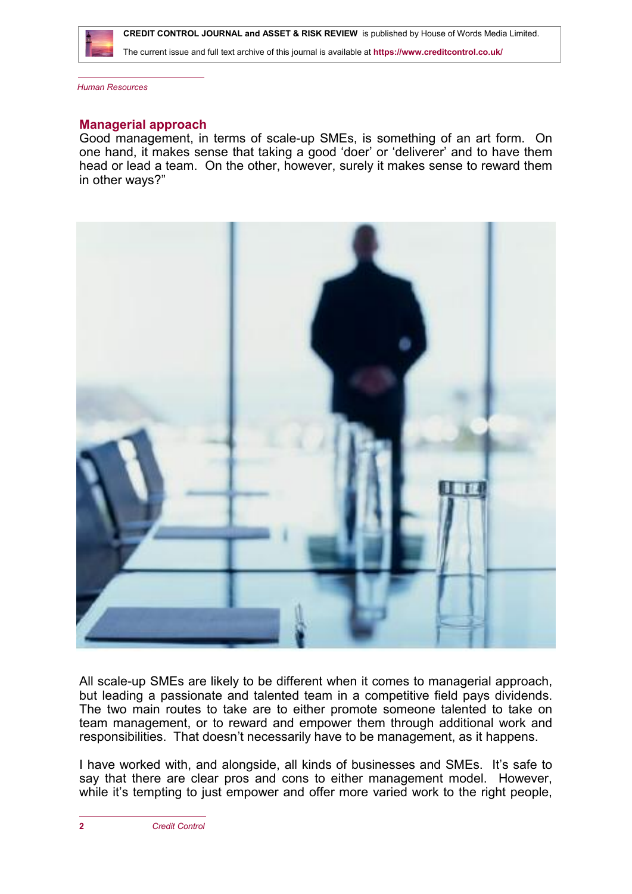## Managerial approach

Good management, in terms of scale-up SMEs, is something of an art form. On one hand, it makes sense that taking a good 'doer' or 'deliverer' and to have them head or lead a team. On the other, however, surely it makes sense to reward them in other ways?"

All scale-up SMEs are likely to be different when it comes to managerial approach, but leading a passionate and talented team in a competitive field pays dividends. The two main routes to take are to either promote someone talented to take on team management, or to reward and empower them through additional work and responsibilities. That doesn't necessarily have to be management, as it happens.

I have worked with, and alongside, all kinds of businesses and SMEs. It's safe to say that there are clear pros and cons to either management model. However, while it's tempting to just empower and offer more varied work to the right people,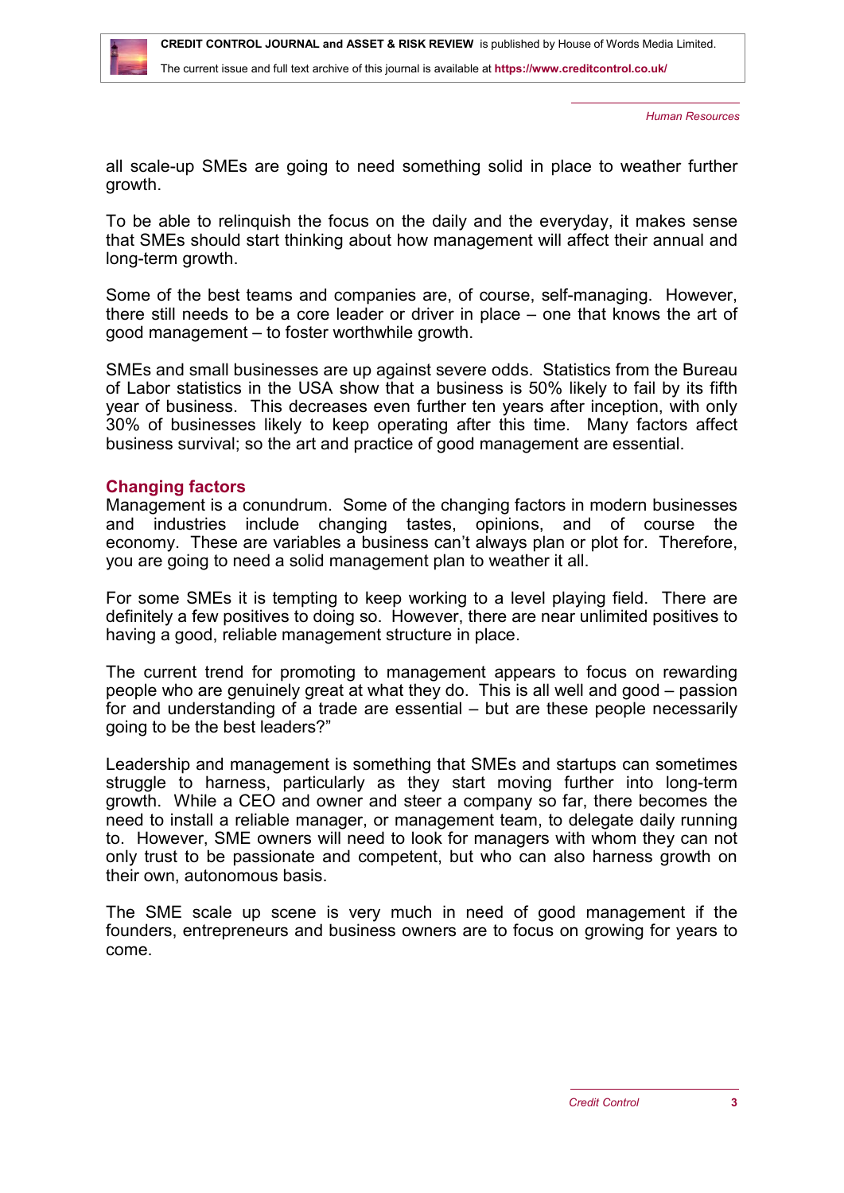all scale-up SMEs are going to need something solid in place to weather further growth.

To be able to relinquish the focus on the daily and the everyday, it makes sense that SMEs should start thinking about how management will affect their annual and long-term growth.

Some of the best teams and companies are, of course, self-managing. However, there still needs to be a core leader or driver in place – one that knows the art of good management – to foster worthwhile growth.

SMEs and small businesses are up against severe odds. Statistics from the Bureau of Labor statistics in the USA show that a business is 50% likely to fail by its fifth year of business. This decreases even further ten years after inception, with only 30% of businesses likely to keep operating after this time. Many factors affect business survival; so the art and practice of good management are essential.

## Changing factors

Management is a conundrum. Some of the changing factors in modern businesses and industries include changing tastes, opinions, and of course the economy. These are variables a business can't always plan or plot for. Therefore, you are going to need a solid management plan to weather it all.

For some SMEs it is tempting to keep working to a level playing field. There are definitely a few positives to doing so. However, there are near unlimited positives to having a good, reliable management structure in place.

The current trend for promoting to management appears to focus on rewarding people who are genuinely great at what they do. This is all well and good – passion for and understanding of a trade are essential – but are these people necessarily going to be the best leaders?"

Leadership and management is something that SMEs and startups can sometimes struggle to harness, particularly as they start moving further into long-term growth. While a CEO and owner and steer a company so far, there becomes the need to install a reliable manager, or management team, to delegate daily running to. However, SME owners will need to look for managers with whom they can not only trust to be passionate and competent, but who can also harness growth on their own, autonomous basis.

The SME scale up scene is very much in need of good management if the founders, entrepreneurs and business owners are to focus on growing for years to come.